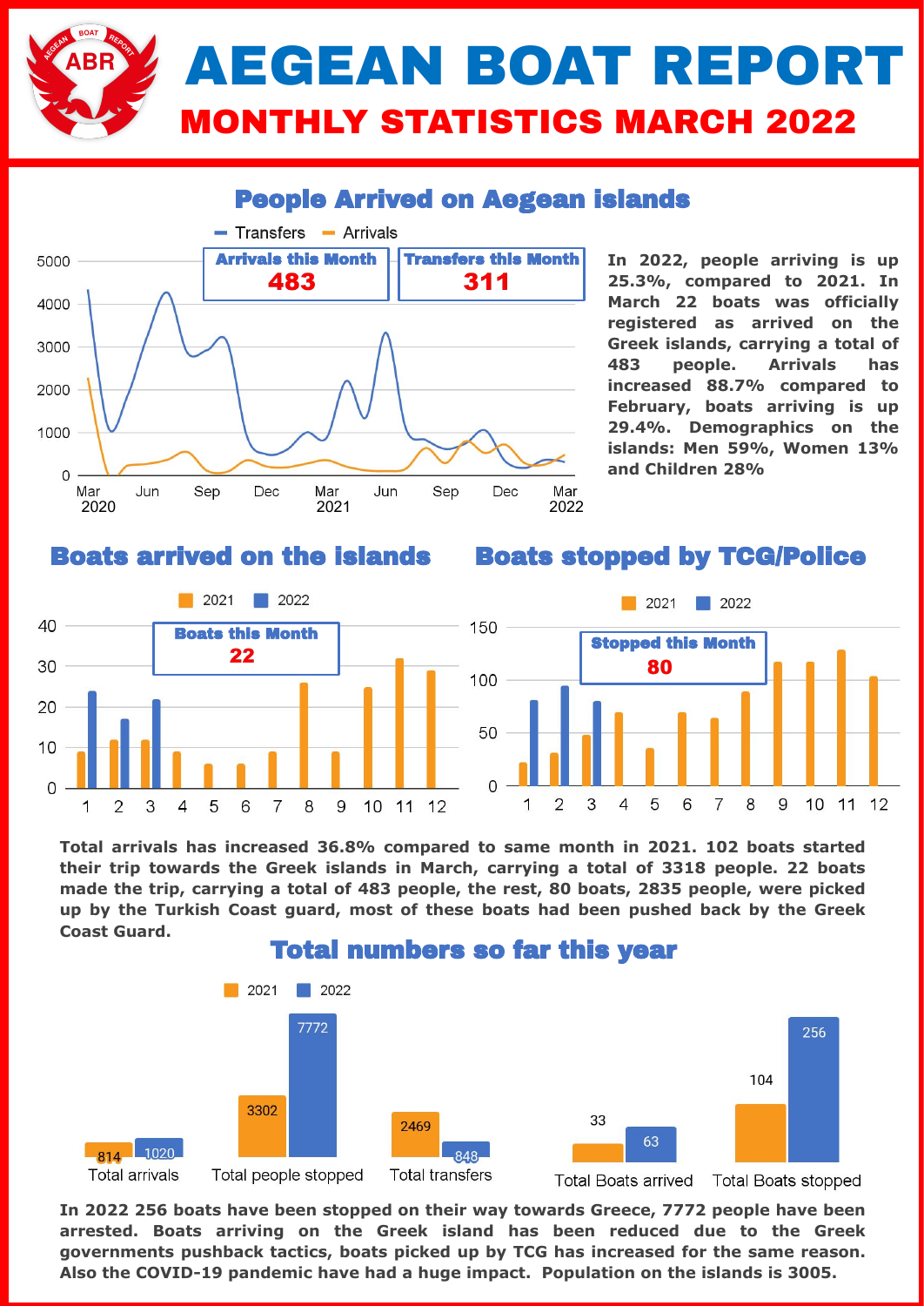# AEGEAN BOAT REPORT

## MONTHLY STATISTICS MARCH 2022

### People Arrived on Aegean islands

**Arrivals this Month**
**483**

**Transfers this Month**
**311**

**In 2022, people arriving is up 25.3%, compared to 2021. In March 22 boats was officially registered as arrived on the Greek islands, carrying a total of 483 people. Arrivals has increased 88.7% compared to February, boats arriving is up 29.4%. Demographics on the islands: Men 59%, Women 13% and Children 28%**

### Boats arrived on the islands

**Boats this Month**
**22**

### Boats stopped by TCG/Police

**Stopped this Month**
**80**

**Total arrivals has increased 36.8% compared to same month in 2021. 102 boats started their trip towards the Greek islands in March, carrying a total of 3318 people. 22 boats made the trip, carrying a total of 483 people, the rest, 80 boats, 2835 people, were picked up by the Turkish Coast guard, most of these boats had been pushed back by the Greek Coast Guard.**

### Total numbers so far this year

| | 2021 | 2022 |
|---|---|---|
| Total arrivals | 814 | 1020 |
| Total people stopped | 3302 | 7772 |
| Total transfers | 2469 | 848 |
| Total Boats arrived | 33 | 63 |
| Total Boats stopped | 104 | 256 |

**In 2022 256 boats have been stopped on their way towards Greece, 7772 people have been arrested. Boats arriving on the Greek island has been reduced due to the Greek governments pushback tactics, boats picked up by TCG has increased for the same reason. Also the COVID-19 pandemic have had a huge impact. Population on the islands is 3005.**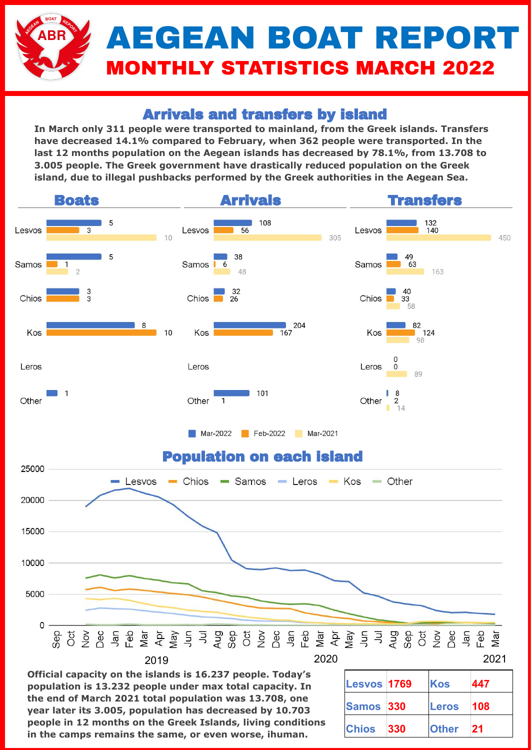# AEGEAN BOAT REPORT

## MONTHLY STATISTICS MARCH 2022

### Arrivals and transfers by island

**In March only 311 people were transported to mainland, from the Greek islands. Transfers have decreased 14.1% compared to February, when 362 people were transported. In the last 12 months population on the Aegean islands has decreased by 78.1%, from 13.708 to 3.005 people. The Greek government have drastically reduced population on the Greek island, due to illegal pushbacks performed by the Greek authorities in the Aegean Sea.**

#### Boats

| Island | Mar-2022 | Feb-2022 | Mar-2021 |
|---|---|---|---|
| Lesvos | 5 | 3 | 10 |
| Samos | 5 | 1 | 2 |
| Chios | 3 | 3 | |
| Kos | 8 | 10 | |
| Leros | | | |
| Other | 1 | | |

#### Arrivals

| Island | Mar-2022 | Feb-2022 | Mar-2021 |
|---|---|---|---|
| Lesvos | 108 | 56 | 305 |
| Samos | 38 | 6 | 48 |
| Chios | 32 | 26 | |
| Kos | 204 | 167 | |
| Leros | | | |
| Other | 101 | 1 | |

#### Transfers

| Island | Mar-2022 | Feb-2022 | Mar-2021 |
|---|---|---|---|
| Lesvos | 132 | 140 | 450 |
| Samos | 49 | 63 | 163 |
| Chios | 40 | 33 | 58 |
| Kos | 82 | 124 | 98 |
| Leros | 0 | 0 | 89 |
| Other | 8 | 2 | 14 |

### Population on each island

Population chart (Lesvos, Chios, Samos, Leros, Kos, Other), Nov 2019 – Mar 2021.

**Official capacity on the islands is 16.237 people. Today's population is 13.232 people under max total capacity. In the end of March 2021 total population was 13.708, one year later its 3.005, population has decreased by 10.703 people in 12 months on the Greek Islands, living conditions in the camps remains the same, or even worse, ihuman.**

| | | | |
|---|---|---|---|
| Lesvos | 1769 | Kos | 447 |
| Samos | 330 | Leros | 108 |
| Chios | 330 | Other | 21 |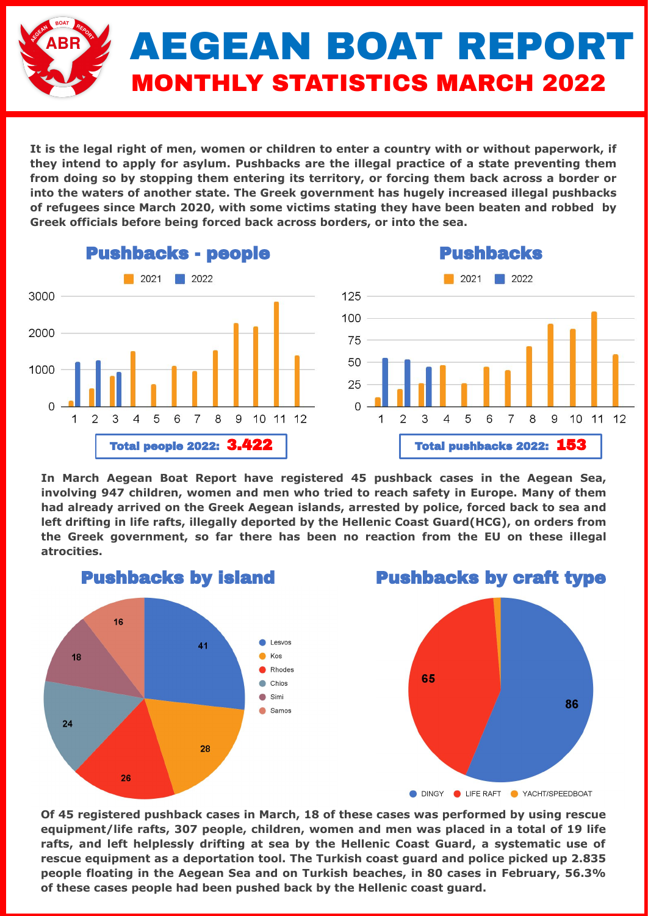# AEGEAN BOAT REPORT

## MONTHLY STATISTICS MARCH 2022

**It is the legal right of men, women or children to enter a country with or without paperwork, if they intend to apply for asylum. Pushbacks are the illegal practice of a state preventing them from doing so by stopping them entering its territory, or forcing them back across a border or into the waters of another state. The Greek government has hugely increased illegal pushbacks of refugees since March 2020, with some victims stating they have been beaten and robbed by Greek officials before being forced back across borders, or into the sea.**

### Pushbacks - people

2021 2022

3000
2000
1000
0

1 2 3 4 5 6 7 8 9 10 11 12

**Total people 2022: 3.422**

### Pushbacks

2021 2022

125
100
75
50
25
0

1 2 3 4 5 6 7 8 9 10 11 12

**Total pushbacks 2022: 153**

**In March Aegean Boat Report have registered 45 pushback cases in the Aegean Sea, involving 947 children, women and men who tried to reach safety in Europe. Many of them had already arrived on the Greek Aegean islands, arrested by police, forced back to sea and left drifting in life rafts, illegally deported by the Hellenic Coast Guard(HCG), on orders from the Greek government, so far there has been no reaction from the EU on these illegal atrocities.**

### Pushbacks by island

41
28
26
24
18
16

Lesvos
Kos
Rhodes
Chios
Simi
Samos

### Pushbacks by craft type

86
65

DINGY
LIFE RAFT
YACHT/SPEEDBOAT

**Of 45 registered pushback cases in March, 18 of these cases was performed by using rescue equipment/life rafts, 307 people, children, women and men was placed in a total of 19 life rafts, and left helplessly drifting at sea by the Hellenic Coast Guard, a systematic use of rescue equipment as a deportation tool. The Turkish coast guard and police picked up 2.835 people floating in the Aegean Sea and on Turkish beaches, in 80 cases in February, 56.3% of these cases people had been pushed back by the Hellenic coast guard.**